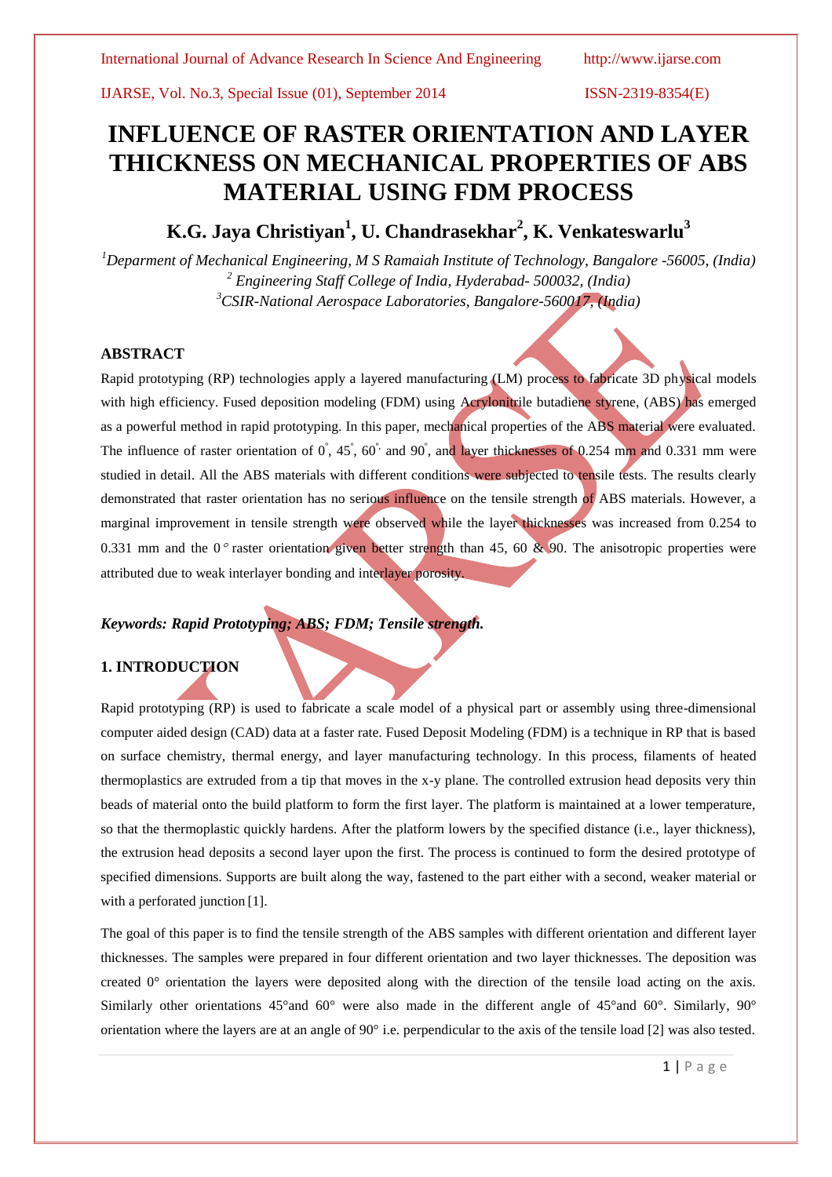# INFLUENCE OF RASTER ORIENTATION AND LAYER THICKNESS ON MECHANICAL PROPERTIES OF ABS MATERIAL USING FDM PROCESS

## K.G. Jaya Christiyan[1], U. Chandrasekhar[2], K. Venkateswarlu[3]

*[1]Deparment of Mechanical Engineering, M S Ramaiah Institute of Technology, Bangalore -56005, (India)*
*[2] Engineering Staff College of India, Hyderabad- 500032, (India)*
*[3]CSIR-National Aerospace Laboratories, Bangalore-560017, (India)*

### ABSTRACT

Rapid prototyping (RP) technologies apply a layered manufacturing (LM) process to fabricate 3D physical models with high efficiency. Fused deposition modeling (FDM) using Acrylonitrile butadiene styrene, (ABS) has emerged as a powerful method in rapid prototyping. In this paper, mechanical properties of the ABS material were evaluated. The influence of raster orientation of $0^{\circ}$, $45^{\circ}$, $60^{\circ}$ and $90^{\circ}$, and layer thicknesses of 0.254 mm and 0.331 mm were studied in detail. All the ABS materials with different conditions were subjected to tensile tests. The results clearly demonstrated that raster orientation has no serious influence on the tensile strength of ABS materials. However, a marginal improvement in tensile strength were observed while the layer thicknesses was increased from 0.254 to 0.331 mm and the $0^{\circ}$ raster orientation given better strength than 45, 60 & 90. The anisotropic properties were attributed due to weak interlayer bonding and interlayer porosity.

***Keywords: Rapid Prototyping; ABS; FDM; Tensile strength.***

### 1. INTRODUCTION

Rapid prototyping (RP) is used to fabricate a scale model of a physical part or assembly using three-dimensional computer aided design (CAD) data at a faster rate. Fused Deposit Modeling (FDM) is a technique in RP that is based on surface chemistry, thermal energy, and layer manufacturing technology. In this process, filaments of heated thermoplastics are extruded from a tip that moves in the x-y plane. The controlled extrusion head deposits very thin beads of material onto the build platform to form the first layer. The platform is maintained at a lower temperature, so that the thermoplastic quickly hardens. After the platform lowers by the specified distance (i.e., layer thickness), the extrusion head deposits a second layer upon the first. The process is continued to form the desired prototype of specified dimensions. Supports are built along the way, fastened to the part either with a second, weaker material or with a perforated junction [1].

The goal of this paper is to find the tensile strength of the ABS samples with different orientation and different layer thicknesses. The samples were prepared in four different orientation and two layer thicknesses. The deposition was created 0° orientation the layers were deposited along with the direction of the tensile load acting on the axis. Similarly other orientations 45°and 60° were also made in the different angle of 45°and 60°. Similarly, 90° orientation where the layers are at an angle of 90° i.e. perpendicular to the axis of the tensile load [2] was also tested.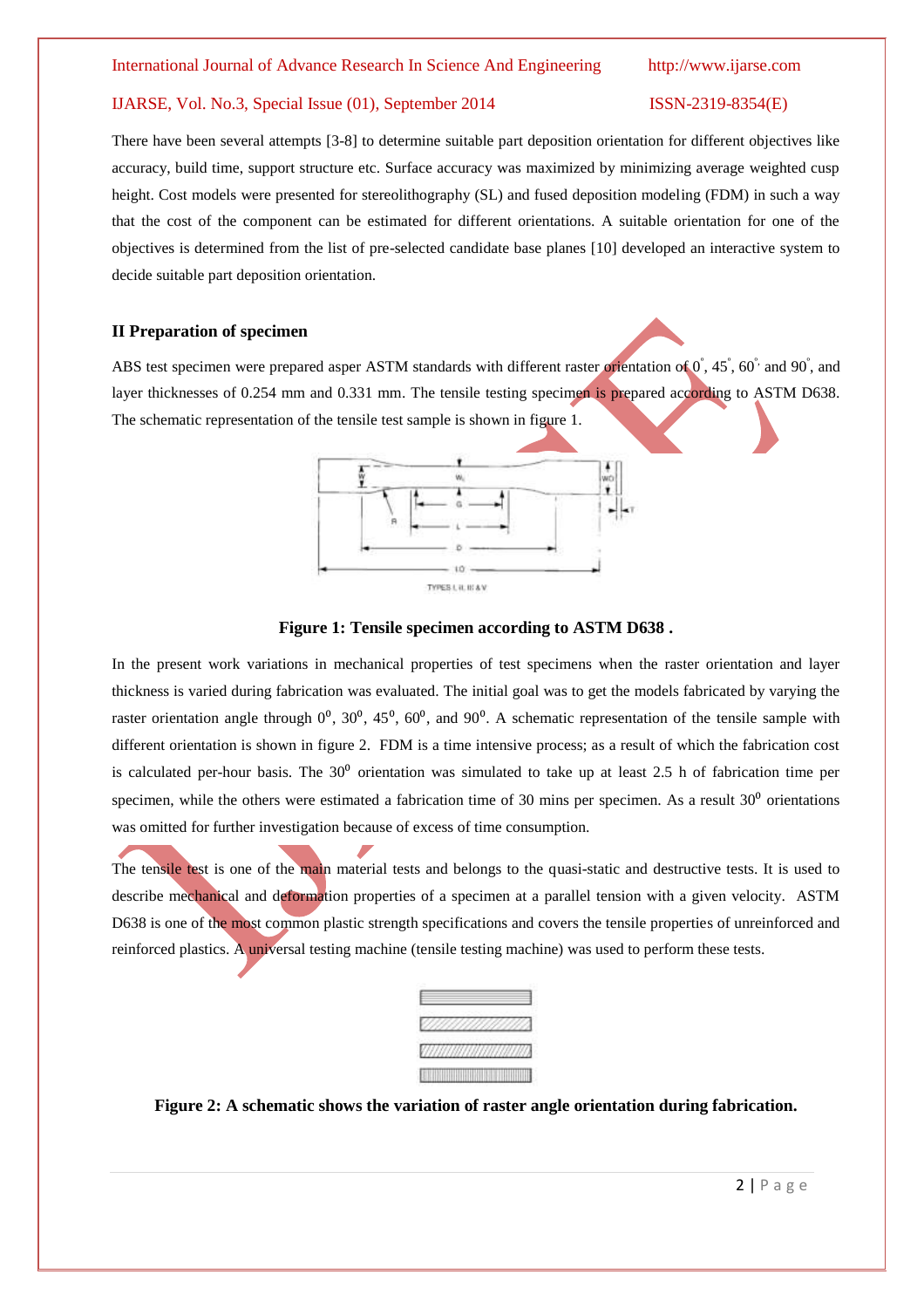There have been several attempts [3-8] to determine suitable part deposition orientation for different objectives like accuracy, build time, support structure etc. Surface accuracy was maximized by minimizing average weighted cusp height. Cost models were presented for stereolithography (SL) and fused deposition modeling (FDM) in such a way that the cost of the component can be estimated for different orientations. A suitable orientation for one of the objectives is determined from the list of pre-selected candidate base planes [10] developed an interactive system to decide suitable part deposition orientation.

## II Preparation of specimen

ABS test specimen were prepared asper ASTM standards with different raster orientation of $0^{\circ}$, $45^{\circ}$, $60^{\circ}$ and $90^{\circ}$, and layer thicknesses of 0.254 mm and 0.331 mm. The tensile testing specimen is prepared according to ASTM D638. The schematic representation of the tensile test sample is shown in figure 1.

**Figure 1: Tensile specimen according to ASTM D638 .**

In the present work variations in mechanical properties of test specimens when the raster orientation and layer thickness is varied during fabrication was evaluated. The initial goal was to get the models fabricated by varying the raster orientation angle through $0^0$, $30^0$, $45^0$, $60^0$, and $90^0$. A schematic representation of the tensile sample with different orientation is shown in figure 2. FDM is a time intensive process; as a result of which the fabrication cost is calculated per-hour basis. The $30^0$ orientation was simulated to take up at least 2.5 h of fabrication time per specimen, while the others were estimated a fabrication time of 30 mins per specimen. As a result $30^0$ orientations was omitted for further investigation because of excess of time consumption.

The tensile test is one of the main material tests and belongs to the quasi-static and destructive tests. It is used to describe mechanical and deformation properties of a specimen at a parallel tension with a given velocity. ASTM D638 is one of the most common plastic strength specifications and covers the tensile properties of unreinforced and reinforced plastics. A universal testing machine (tensile testing machine) was used to perform these tests.

**Figure 2: A schematic shows the variation of raster angle orientation during fabrication.**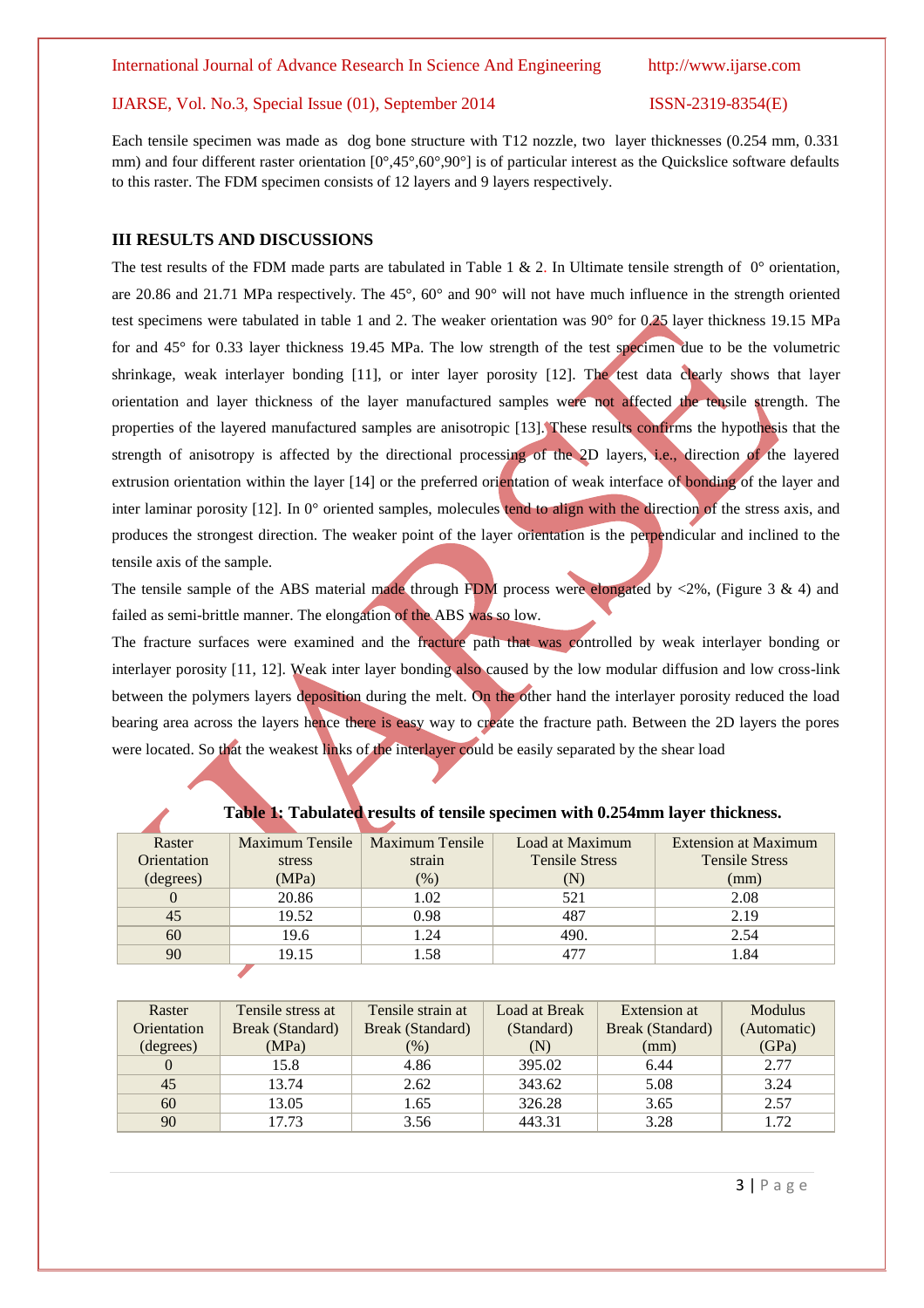Each tensile specimen was made as dog bone structure with T12 nozzle, two layer thicknesses (0.254 mm, 0.331 mm) and four different raster orientation [0°,45°,60°,90°] is of particular interest as the Quickslice software defaults to this raster. The FDM specimen consists of 12 layers and 9 layers respectively.

## III RESULTS AND DISCUSSIONS

The test results of the FDM made parts are tabulated in Table 1 & 2. In Ultimate tensile strength of 0° orientation, are 20.86 and 21.71 MPa respectively. The 45°, 60° and 90° will not have much influence in the strength oriented test specimens were tabulated in table 1 and 2. The weaker orientation was 90° for 0.25 layer thickness 19.15 MPa for and 45° for 0.33 layer thickness 19.45 MPa. The low strength of the test specimen due to be the volumetric shrinkage, weak interlayer bonding [11], or inter layer porosity [12]. The test data clearly shows that layer orientation and layer thickness of the layer manufactured samples were not affected the tensile strength. The properties of the layered manufactured samples are anisotropic [13]. These results confirms the hypothesis that the strength of anisotropy is affected by the directional processing of the 2D layers, i.e., direction of the layered extrusion orientation within the layer [14] or the preferred orientation of weak interface of bonding of the layer and inter laminar porosity [12]. In 0° oriented samples, molecules tend to align with the direction of the stress axis, and produces the strongest direction. The weaker point of the layer orientation is the perpendicular and inclined to the tensile axis of the sample.

The tensile sample of the ABS material made through FDM process were elongated by <2%, (Figure 3 & 4) and failed as semi-brittle manner. The elongation of the ABS was so low.

The fracture surfaces were examined and the fracture path that was controlled by weak interlayer bonding or interlayer porosity [11, 12]. Weak inter layer bonding also caused by the low modular diffusion and low cross-link between the polymers layers deposition during the melt. On the other hand the interlayer porosity reduced the load bearing area across the layers hence there is easy way to create the fracture path. Between the 2D layers the pores were located. So that the weakest links of the interlayer could be easily separated by the shear load

**Table 1: Tabulated results of tensile specimen with 0.254mm layer thickness.**

| Raster Orientation (degrees) | Maximum Tensile stress (MPa) | Maximum Tensile strain (%) | Load at Maximum Tensile Stress (N) | Extension at Maximum Tensile Stress (mm) |
|---|---|---|---|---|
| 0 | 20.86 | 1.02 | 521 | 2.08 |
| 45 | 19.52 | 0.98 | 487 | 2.19 |
| 60 | 19.6 | 1.24 | 490. | 2.54 |
| 90 | 19.15 | 1.58 | 477 | 1.84 |

| Raster Orientation (degrees) | Tensile stress at Break (Standard) (MPa) | Tensile strain at Break (Standard) (%) | Load at Break (Standard) (N) | Extension at Break (Standard) (mm) | Modulus (Automatic) (GPa) |
|---|---|---|---|---|---|
| 0 | 15.8 | 4.86 | 395.02 | 6.44 | 2.77 |
| 45 | 13.74 | 2.62 | 343.62 | 5.08 | 3.24 |
| 60 | 13.05 | 1.65 | 326.28 | 3.65 | 2.57 |
| 90 | 17.73 | 3.56 | 443.31 | 3.28 | 1.72 |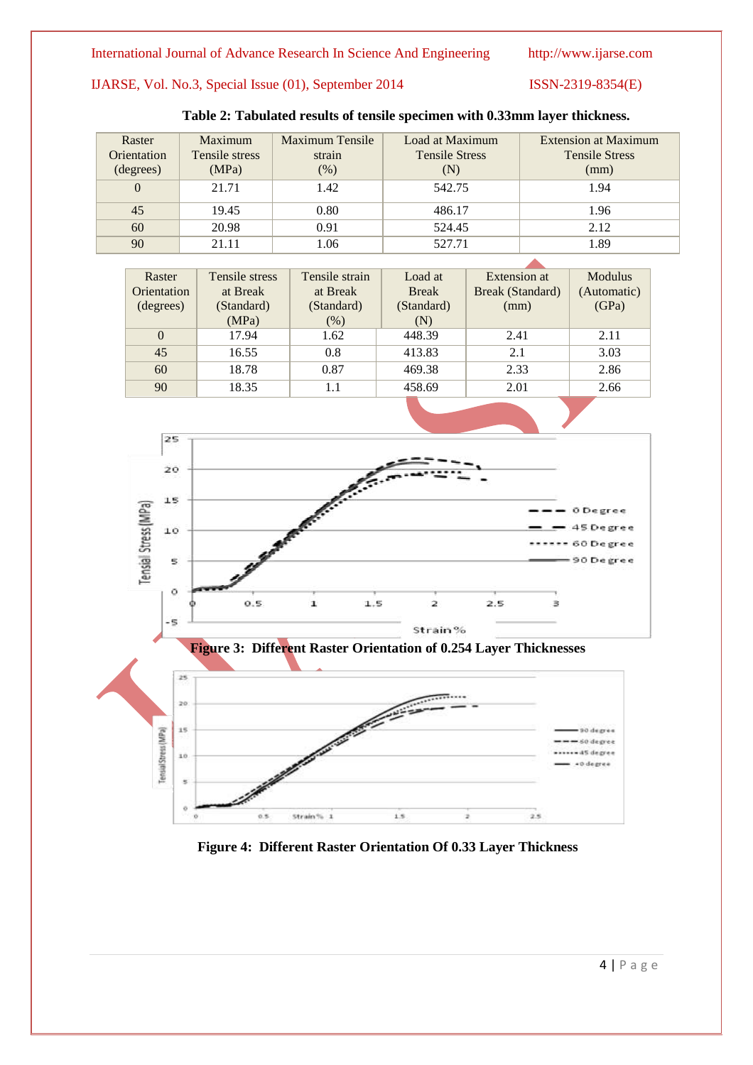**Table 2: Tabulated results of tensile specimen with 0.33mm layer thickness.**

| Raster Orientation (degrees) | Maximum Tensile stress (MPa) | Maximum Tensile strain (%) | Load at Maximum Tensile Stress (N) | Extension at Maximum Tensile Stress (mm) |
|---|---|---|---|---|
| 0 | 21.71 | 1.42 | 542.75 | 1.94 |
| 45 | 19.45 | 0.80 | 486.17 | 1.96 |
| 60 | 20.98 | 0.91 | 524.45 | 2.12 |
| 90 | 21.11 | 1.06 | 527.71 | 1.89 |

| Raster Orientation (degrees) | Tensile stress at Break (Standard) (MPa) | Tensile strain at Break (Standard) (%) | Load at Break (Standard) (N) | Extension at Break (Standard) (mm) | Modulus (Automatic) (GPa) |
|---|---|---|---|---|---|
| 0 | 17.94 | 1.62 | 448.39 | 2.41 | 2.11 |
| 45 | 16.55 | 0.8 | 413.83 | 2.1 | 3.03 |
| 60 | 18.78 | 0.87 | 469.38 | 2.33 | 2.86 |
| 90 | 18.35 | 1.1 | 458.69 | 2.01 | 2.66 |

**Figure 3: Different Raster Orientation of 0.254 Layer Thicknesses**

**Figure 4: Different Raster Orientation Of 0.33 Layer Thickness**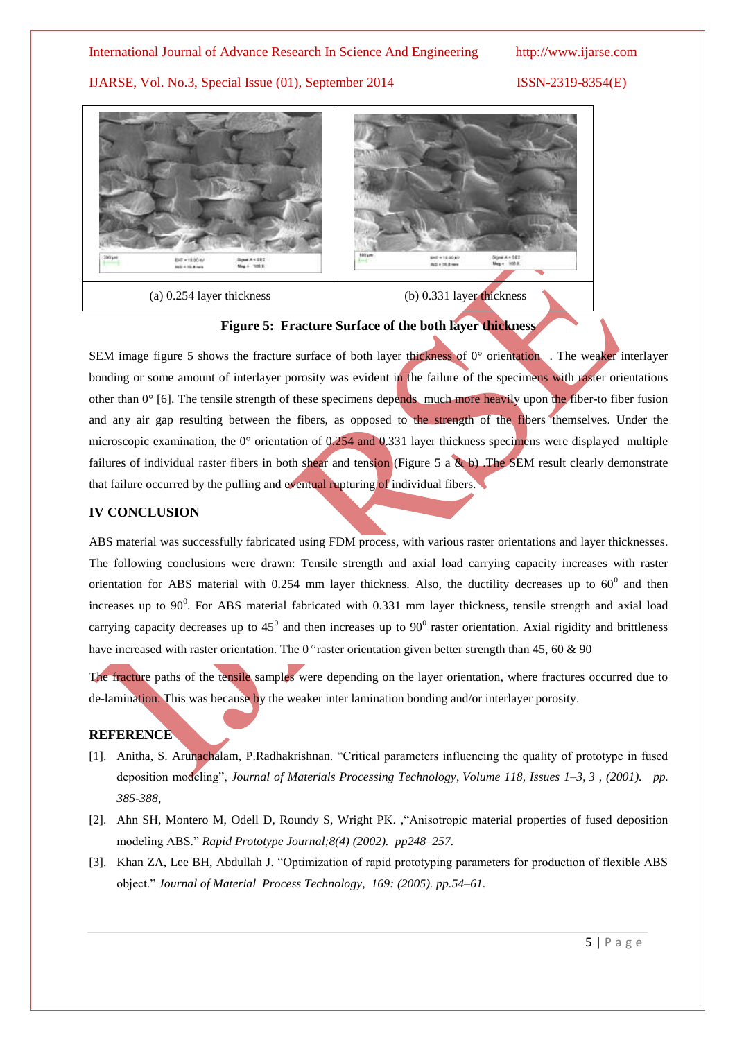| (a) 0.254 layer thickness | (b) 0.331 layer thickness |
|---|---|

**Figure 5: Fracture Surface of the both layer thickness**

SEM image figure 5 shows the fracture surface of both layer thickness of 0° orientation . The weaker interlayer bonding or some amount of interlayer porosity was evident in the failure of the specimens with raster orientations other than 0° [6]. The tensile strength of these specimens depends much more heavily upon the fiber-to fiber fusion and any air gap resulting between the fibers, as opposed to the strength of the fibers themselves. Under the microscopic examination, the 0° orientation of 0.254 and 0.331 layer thickness specimens were displayed multiple failures of individual raster fibers in both shear and tension (Figure 5 a & b) .The SEM result clearly demonstrate that failure occurred by the pulling and eventual rupturing of individual fibers.

## IV CONCLUSION

ABS material was successfully fabricated using FDM process, with various raster orientations and layer thicknesses. The following conclusions were drawn: Tensile strength and axial load carrying capacity increases with raster orientation for ABS material with 0.254 mm layer thickness. Also, the ductility decreases up to $60^0$ and then increases up to $90^0$. For ABS material fabricated with 0.331 mm layer thickness, tensile strength and axial load carrying capacity decreases up to $45^0$ and then increases up to $90^0$ raster orientation. Axial rigidity and brittleness have increased with raster orientation. The 0° raster orientation given better strength than 45, 60 & 90

The fracture paths of the tensile samples were depending on the layer orientation, where fractures occurred due to de-lamination. This was because by the weaker inter lamination bonding and/or interlayer porosity.

## REFERENCE

[1]. Anitha, S. Arunachalam, P.Radhakrishnan. "Critical parameters influencing the quality of prototype in fused deposition modeling", *Journal of Materials Processing Technology, Volume 118, Issues 1–3, 3 , (2001). pp. 385-388,*

[2]. Ahn SH, Montero M, Odell D, Roundy S, Wright PK. ,"Anisotropic material properties of fused deposition modeling ABS." *Rapid Prototype Journal;8(4) (2002). pp248–257.*

[3]. Khan ZA, Lee BH, Abdullah J. "Optimization of rapid prototyping parameters for production of flexible ABS object." *Journal of Material Process Technology, 169: (2005). pp.54–61.*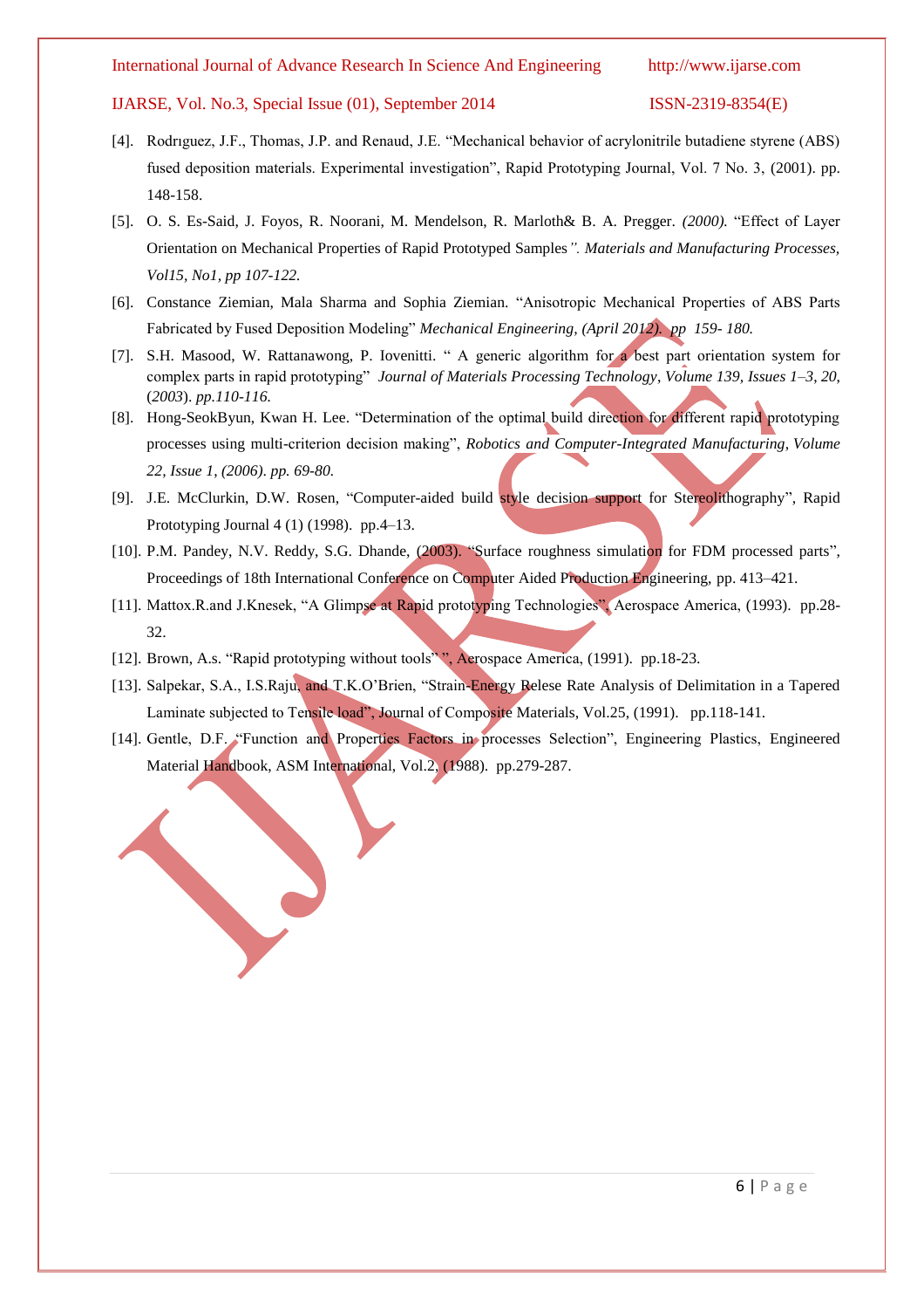[4]. Rodrıguez, J.F., Thomas, J.P. and Renaud, J.E. “Mechanical behavior of acrylonitrile butadiene styrene (ABS) fused deposition materials. Experimental investigation”, Rapid Prototyping Journal, Vol. 7 No. 3, (2001). pp. 148-158.

[5]. O. S. Es-Said, J. Foyos, R. Noorani, M. Mendelson, R. Marloth& B. A. Pregger. *(2000).* “Effect of Layer Orientation on Mechanical Properties of Rapid Prototyped Samples*”. Materials and Manufacturing Processes, Vol15, No1, pp 107-122.*

[6]. Constance Ziemian, Mala Sharma and Sophia Ziemian. “Anisotropic Mechanical Properties of ABS Parts Fabricated by Fused Deposition Modeling” *Mechanical Engineering, (April 2012). pp 159- 180.*

[7]. S.H. Masood, W. Rattanawong, P. Iovenitti. “ A generic algorithm for a best part orientation system for complex parts in rapid prototyping” *Journal of Materials Processing Technology, Volume 139, Issues 1–3, 20,* (*2003*). *pp.110-116.*

[8]. Hong-SeokByun, Kwan H. Lee. “Determination of the optimal build direction for different rapid prototyping processes using multi-criterion decision making”, *Robotics and Computer-Integrated Manufacturing, Volume 22, Issue 1, (2006). pp. 69-80.*

[9]. J.E. McClurkin, D.W. Rosen, “Computer-aided build style decision support for Stereolithography”, Rapid Prototyping Journal 4 (1) (1998). pp.4–13.

[10]. P.M. Pandey, N.V. Reddy, S.G. Dhande, (2003). “Surface roughness simulation for FDM processed parts”, Proceedings of 18th International Conference on Computer Aided Production Engineering, pp. 413–421.

[11]. Mattox.R.and J.Knesek, “A Glimpse at Rapid prototyping Technologies”, Aerospace America, (1993). pp.28-32.

[12]. Brown, A.s. “Rapid prototyping without tools” ”, Aerospace America, (1991). pp.18-23.

[13]. Salpekar, S.A., I.S.Raju, and T.K.O’Brien, “Strain-Energy Relese Rate Analysis of Delimitation in a Tapered Laminate subjected to Tensile load”, Journal of Composite Materials, Vol.25, (1991). pp.118-141.

[14]. Gentle, D.F. “Function and Properties Factors in processes Selection”, Engineering Plastics, Engineered Material Handbook, ASM International, Vol.2, (1988). pp.279-287.